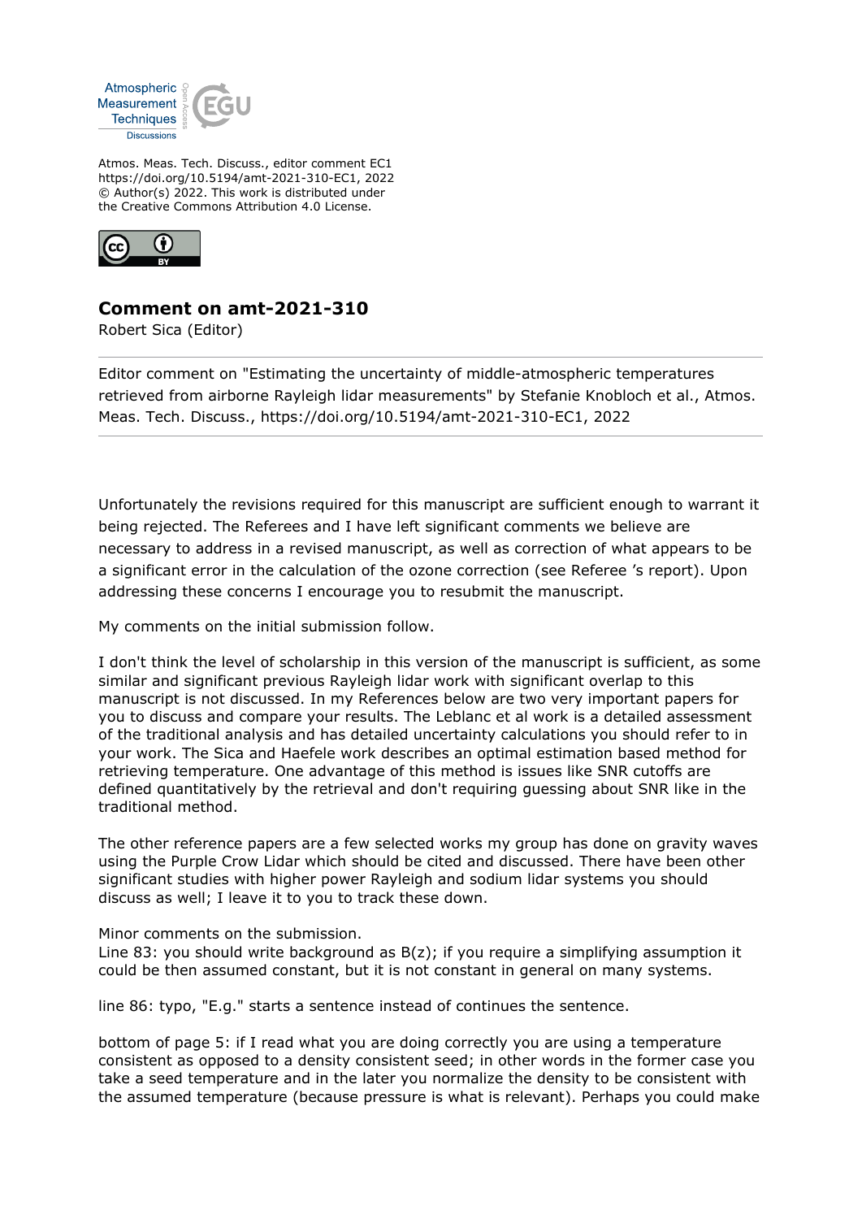Atmos. Meas. Tech. Discuss., editor comment EC1
https://doi.org/10.5194/amt-2021-310-EC1, 2022
© Author(s) 2022. This work is distributed under
the Creative Commons Attribution 4.0 License.

## Comment on amt-2021-310

Robert Sica (Editor)

Editor comment on "Estimating the uncertainty of middle-atmospheric temperatures retrieved from airborne Rayleigh lidar measurements" by Stefanie Knobloch et al., Atmos. Meas. Tech. Discuss., https://doi.org/10.5194/amt-2021-310-EC1, 2022

---

Unfortunately the revisions required for this manuscript are sufficient enough to warrant it being rejected. The Referees and I have left significant comments we believe are necessary to address in a revised manuscript, as well as correction of what appears to be a significant error in the calculation of the ozone correction (see Referee 's report). Upon addressing these concerns I encourage you to resubmit the manuscript.

My comments on the initial submission follow.

I don't think the level of scholarship in this version of the manuscript is sufficient, as some similar and significant previous Rayleigh lidar work with significant overlap to this manuscript is not discussed. In my References below are two very important papers for you to discuss and compare your results. The Leblanc et al work is a detailed assessment of the traditional analysis and has detailed uncertainty calculations you should refer to in your work. The Sica and Haefele work describes an optimal estimation based method for retrieving temperature. One advantage of this method is issues like SNR cutoffs are defined quantitatively by the retrieval and don't requiring guessing about SNR like in the traditional method.

The other reference papers are a few selected works my group has done on gravity waves using the Purple Crow Lidar which should be cited and discussed. There have been other significant studies with higher power Rayleigh and sodium lidar systems you should discuss as well; I leave it to you to track these down.

Minor comments on the submission.
Line 83: you should write background as B(z); if you require a simplifying assumption it could be then assumed constant, but it is not constant in general on many systems.

line 86: typo, "E.g." starts a sentence instead of continues the sentence.

bottom of page 5: if I read what you are doing correctly you are using a temperature consistent as opposed to a density consistent seed; in other words in the former case you take a seed temperature and in the later you normalize the density to be consistent with the assumed temperature (because pressure is what is relevant). Perhaps you could make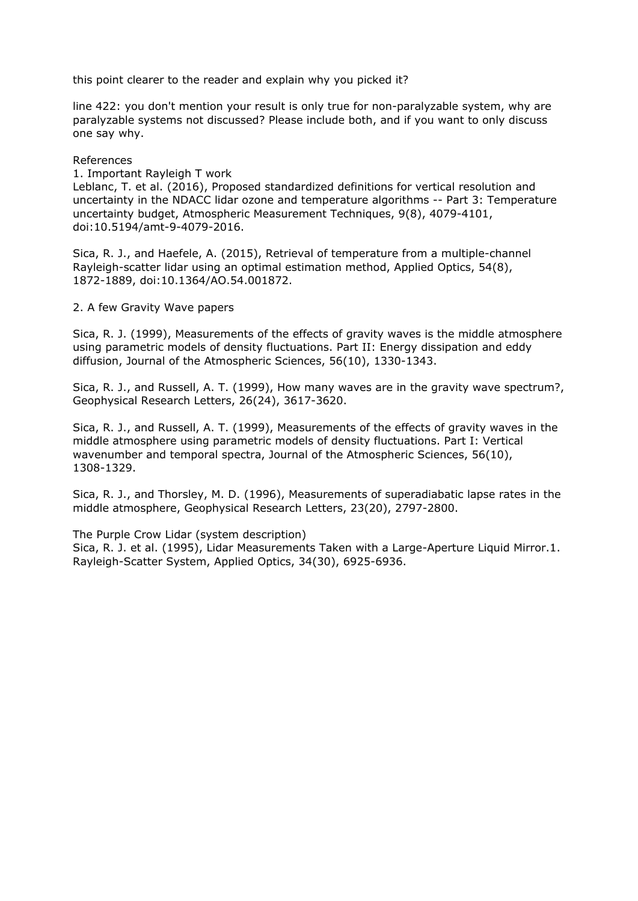this point clearer to the reader and explain why you picked it?

line 422: you don't mention your result is only true for non-paralyzable system, why are paralyzable systems not discussed? Please include both, and if you want to only discuss one say why.

References

1. Important Rayleigh T work

Leblanc, T. et al. (2016), Proposed standardized definitions for vertical resolution and uncertainty in the NDACC lidar ozone and temperature algorithms -- Part 3: Temperature uncertainty budget, Atmospheric Measurement Techniques, 9(8), 4079-4101, doi:10.5194/amt-9-4079-2016.

Sica, R. J., and Haefele, A. (2015), Retrieval of temperature from a multiple-channel Rayleigh-scatter lidar using an optimal estimation method, Applied Optics, 54(8), 1872-1889, doi:10.1364/AO.54.001872.

2. A few Gravity Wave papers

Sica, R. J. (1999), Measurements of the effects of gravity waves is the middle atmosphere using parametric models of density fluctuations. Part II: Energy dissipation and eddy diffusion, Journal of the Atmospheric Sciences, 56(10), 1330-1343.

Sica, R. J., and Russell, A. T. (1999), How many waves are in the gravity wave spectrum?, Geophysical Research Letters, 26(24), 3617-3620.

Sica, R. J., and Russell, A. T. (1999), Measurements of the effects of gravity waves in the middle atmosphere using parametric models of density fluctuations. Part I: Vertical wavenumber and temporal spectra, Journal of the Atmospheric Sciences, 56(10), 1308-1329.

Sica, R. J., and Thorsley, M. D. (1996), Measurements of superadiabatic lapse rates in the middle atmosphere, Geophysical Research Letters, 23(20), 2797-2800.

The Purple Crow Lidar (system description)

Sica, R. J. et al. (1995), Lidar Measurements Taken with a Large-Aperture Liquid Mirror.1. Rayleigh-Scatter System, Applied Optics, 34(30), 6925-6936.